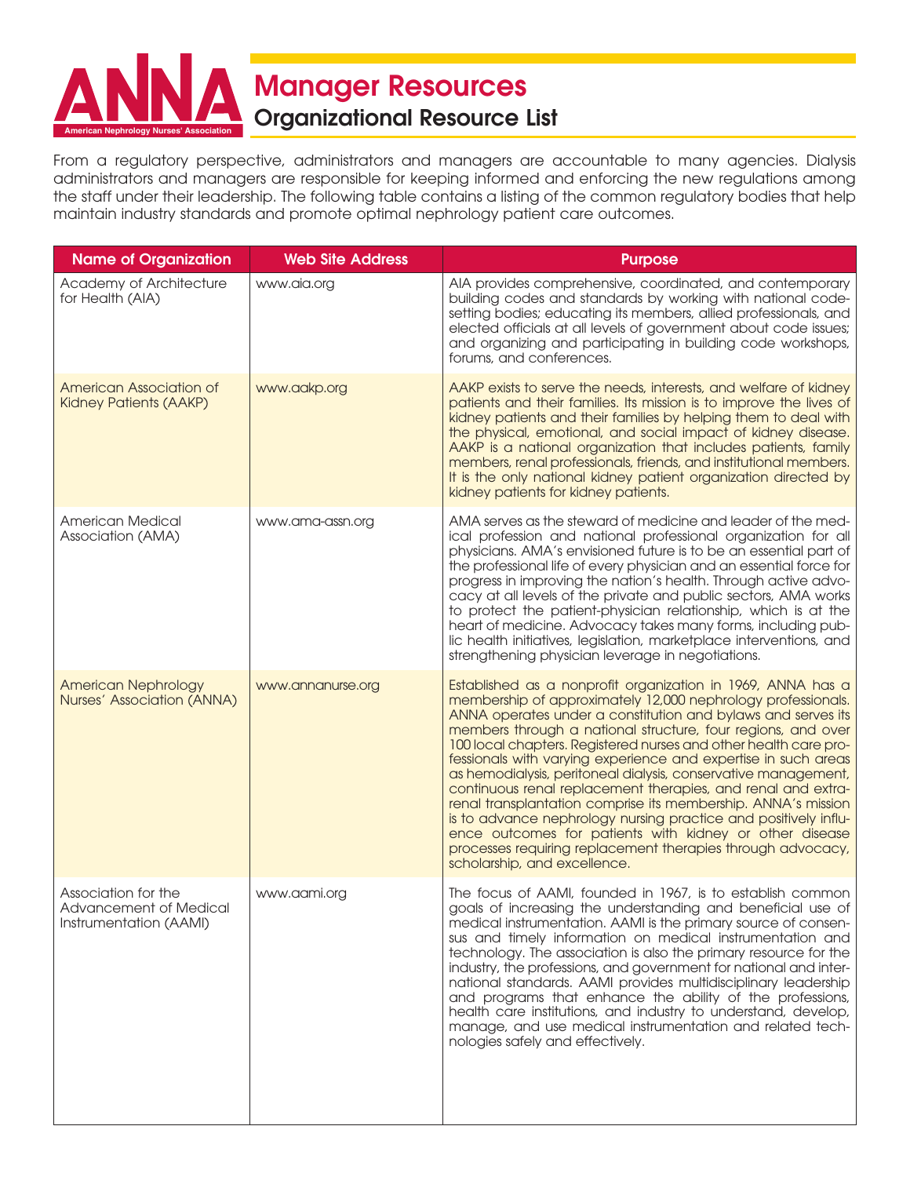# Manager Resources

## Organizational Resource List

From a regulatory perspective, administrators and managers are accountable to many agencies. Dialysis administrators and managers are responsible for keeping informed and enforcing the new regulations among the staff under their leadership. The following table contains a listing of the common regulatory bodies that help maintain industry standards and promote optimal nephrology patient care outcomes.

| Name of Organization | Web Site Address | Purpose |
|---|---|---|
| Academy of Architecture for Health (AIA) | www.aia.org | AIA provides comprehensive, coordinated, and contemporary building codes and standards by working with national code-setting bodies; educating its members, allied professionals, and elected officials at all levels of government about code issues; and organizing and participating in building code workshops, forums, and conferences. |
| American Association of Kidney Patients (AAKP) | www.aakp.org | AAKP exists to serve the needs, interests, and welfare of kidney patients and their families. Its mission is to improve the lives of kidney patients and their families by helping them to deal with the physical, emotional, and social impact of kidney disease. AAKP is a national organization that includes patients, family members, renal professionals, friends, and institutional members. It is the only national kidney patient organization directed by kidney patients for kidney patients. |
| American Medical Association (AMA) | www.ama-assn.org | AMA serves as the steward of medicine and leader of the medical profession and national professional organization for all physicians. AMA's envisioned future is to be an essential part of the professional life of every physician and an essential force for progress in improving the nation's health. Through active advocacy at all levels of the private and public sectors, AMA works to protect the patient-physician relationship, which is at the heart of medicine. Advocacy takes many forms, including public health initiatives, legislation, marketplace interventions, and strengthening physician leverage in negotiations. |
| American Nephrology Nurses' Association (ANNA) | www.annanurse.org | Established as a nonprofit organization in 1969, ANNA has a membership of approximately 12,000 nephrology professionals. ANNA operates under a constitution and bylaws and serves its members through a national structure, four regions, and over 100 local chapters. Registered nurses and other health care professionals with varying experience and expertise in such areas as hemodialysis, peritoneal dialysis, conservative management, continuous renal replacement therapies, and renal and extra-renal transplantation comprise its membership. ANNA's mission is to advance nephrology nursing practice and positively influence outcomes for patients with kidney or other disease processes requiring replacement therapies through advocacy, scholarship, and excellence. |
| Association for the Advancement of Medical Instrumentation (AAMI) | www.aami.org | The focus of AAMI, founded in 1967, is to establish common goals of increasing the understanding and beneficial use of medical instrumentation. AAMI is the primary source of consensus and timely information on medical instrumentation and technology. The association is also the primary resource for the industry, the professions, and government for national and international standards. AAMI provides multidisciplinary leadership and programs that enhance the ability of the professions, health care institutions, and industry to understand, develop, manage, and use medical instrumentation and related technologies safely and effectively. |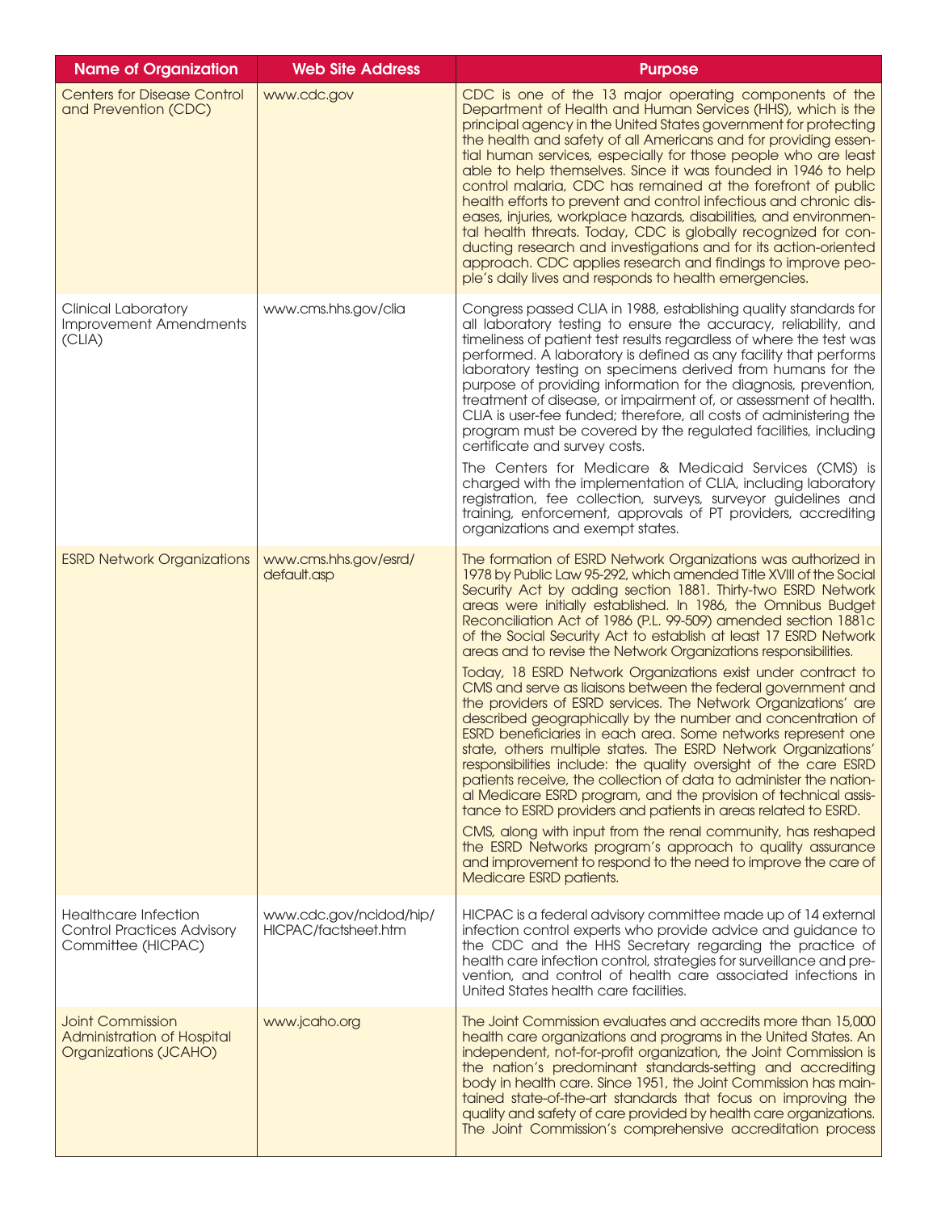| Name of Organization | Web Site Address | Purpose |
|---|---|---|
| Centers for Disease Control and Prevention (CDC) | www.cdc.gov | CDC is one of the 13 major operating components of the Department of Health and Human Services (HHS), which is the principal agency in the United States government for protecting the health and safety of all Americans and for providing essential human services, especially for those people who are least able to help themselves. Since it was founded in 1946 to help control malaria, CDC has remained at the forefront of public health efforts to prevent and control infectious and chronic diseases, injuries, workplace hazards, disabilities, and environmental health threats. Today, CDC is globally recognized for conducting research and investigations and for its action-oriented approach. CDC applies research and findings to improve people's daily lives and responds to health emergencies. |
| Clinical Laboratory Improvement Amendments (CLIA) | www.cms.hhs.gov/clia | Congress passed CLIA in 1988, establishing quality standards for all laboratory testing to ensure the accuracy, reliability, and timeliness of patient test results regardless of where the test was performed. A laboratory is defined as any facility that performs laboratory testing on specimens derived from humans for the purpose of providing information for the diagnosis, prevention, treatment of disease, or impairment of, or assessment of health. CLIA is user-fee funded; therefore, all costs of administering the program must be covered by the regulated facilities, including certificate and survey costs.<br><br>The Centers for Medicare & Medicaid Services (CMS) is charged with the implementation of CLIA, including laboratory registration, fee collection, surveys, surveyor guidelines and training, enforcement, approvals of PT providers, accrediting organizations and exempt states. |
| ESRD Network Organizations | www.cms.hhs.gov/esrd/default.asp | The formation of ESRD Network Organizations was authorized in 1978 by Public Law 95-292, which amended Title XVIII of the Social Security Act by adding section 1881. Thirty-two ESRD Network areas were initially established. In 1986, the Omnibus Budget Reconciliation Act of 1986 (P.L. 99-509) amended section 1881c of the Social Security Act to establish at least 17 ESRD Network areas and to revise the Network Organizations responsibilities.<br><br>Today, 18 ESRD Network Organizations exist under contract to CMS and serve as liaisons between the federal government and the providers of ESRD services. The Network Organizations' are described geographically by the number and concentration of ESRD beneficiaries in each area. Some networks represent one state, others multiple states. The ESRD Network Organizations' responsibilities include: the quality oversight of the care ESRD patients receive, the collection of data to administer the national Medicare ESRD program, and the provision of technical assistance to ESRD providers and patients in areas related to ESRD.<br><br>CMS, along with input from the renal community, has reshaped the ESRD Networks program's approach to quality assurance and improvement to respond to the need to improve the care of Medicare ESRD patients. |
| Healthcare Infection Control Practices Advisory Committee (HICPAC) | www.cdc.gov/ncidod/hip/HICPAC/factsheet.htm | HICPAC is a federal advisory committee made up of 14 external infection control experts who provide advice and guidance to the CDC and the HHS Secretary regarding the practice of health care infection control, strategies for surveillance and prevention, and control of health care associated infections in United States health care facilities. |
| Joint Commission Administration of Hospital Organizations (JCAHO) | www.jcaho.org | The Joint Commission evaluates and accredits more than 15,000 health care organizations and programs in the United States. An independent, not-for-profit organization, the Joint Commission is the nation's predominant standards-setting and accrediting body in health care. Since 1951, the Joint Commission has maintained state-of-the-art standards that focus on improving the quality and safety of care provided by health care organizations. The Joint Commission's comprehensive accreditation process |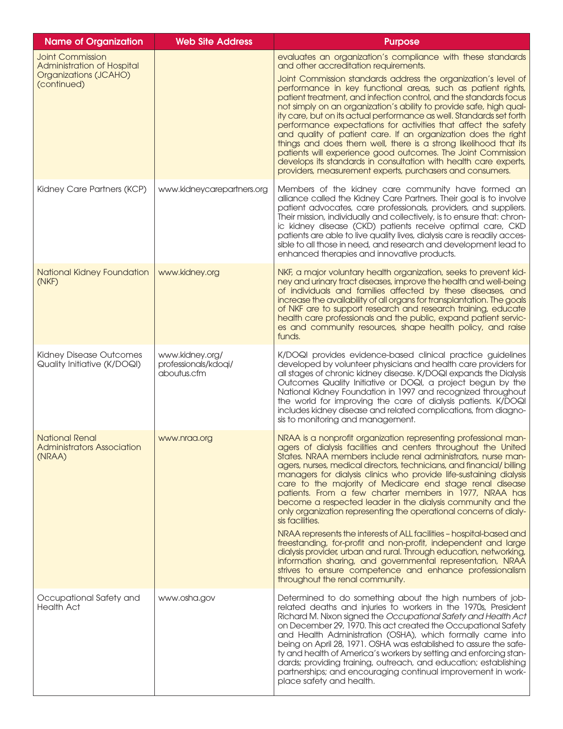| Name of Organization | Web Site Address | Purpose |
|---|---|---|
| Joint Commission Administration of Hospital Organizations (JCAHO) (continued) | | evaluates an organization's compliance with these standards and other accreditation requirements. Joint Commission standards address the organization's level of performance in key functional areas, such as patient rights, patient treatment, and infection control, and the standards focus not simply on an organization's ability to provide safe, high quality care, but on its actual performance as well. Standards set forth performance expectations for activities that affect the safety and quality of patient care. If an organization does the right things and does them well, there is a strong likelihood that its patients will experience good outcomes. The Joint Commission develops its standards in consultation with health care experts, providers, measurement experts, purchasers and consumers. |
| Kidney Care Partners (KCP) | www.kidneycarepartners.org | Members of the kidney care community have formed an alliance called the Kidney Care Partners. Their goal is to involve patient advocates, care professionals, providers, and suppliers. Their mission, individually and collectively, is to ensure that: chronic kidney disease (CKD) patients receive optimal care, CKD patients are able to live quality lives, dialysis care is readily accessible to all those in need, and research and development lead to enhanced therapies and innovative products. |
| National Kidney Foundation (NKF) | www.kidney.org | NKF, a major voluntary health organization, seeks to prevent kidney and urinary tract diseases, improve the health and well-being of individuals and families affected by these diseases, and increase the availability of all organs for transplantation. The goals of NKF are to support research and research training, educate health care professionals and the public, expand patient services and community resources, shape health policy, and raise funds. |
| Kidney Disease Outcomes Quality Initiative (K/DOQI) | www.kidney.org/professionals/kdoqi/aboutus.cfm | K/DOQI provides evidence-based clinical practice guidelines developed by volunteer physicians and health care providers for all stages of chronic kidney disease. K/DOQI expands the Dialysis Outcomes Quality Initiative or DOQI, a project begun by the National Kidney Foundation in 1997 and recognized throughout the world for improving the care of dialysis patients. K/DOQI includes kidney disease and related complications, from diagnosis to monitoring and management. |
| National Renal Administrators Association (NRAA) | www.nraa.org | NRAA is a nonprofit organization representing professional managers of dialysis facilities and centers throughout the United States. NRAA members include renal administrators, nurse managers, nurses, medical directors, technicians, and financial/ billing managers for dialysis clinics who provide life-sustaining dialysis care to the majority of Medicare end stage renal disease patients. From a few charter members in 1977, NRAA has become a respected leader in the dialysis community and the only organization representing the operational concerns of dialysis facilities. NRAA represents the interests of ALL facilities – hospital-based and freestanding, for-profit and non-profit, independent and large dialysis provider, urban and rural. Through education, networking, information sharing, and governmental representation, NRAA strives to ensure competence and enhance professionalism throughout the renal community. |
| Occupational Safety and Health Act | www.osha.gov | Determined to do something about the high numbers of job-related deaths and injuries to workers in the 1970s, President Richard M. Nixon signed the *Occupational Safety and Health Act* on December 29, 1970. This act created the Occupational Safety and Health Administration (OSHA), which formally came into being on April 28, 1971. OSHA was established to assure the safety and health of America's workers by setting and enforcing standards; providing training, outreach, and education; establishing partnerships; and encouraging continual improvement in workplace safety and health. |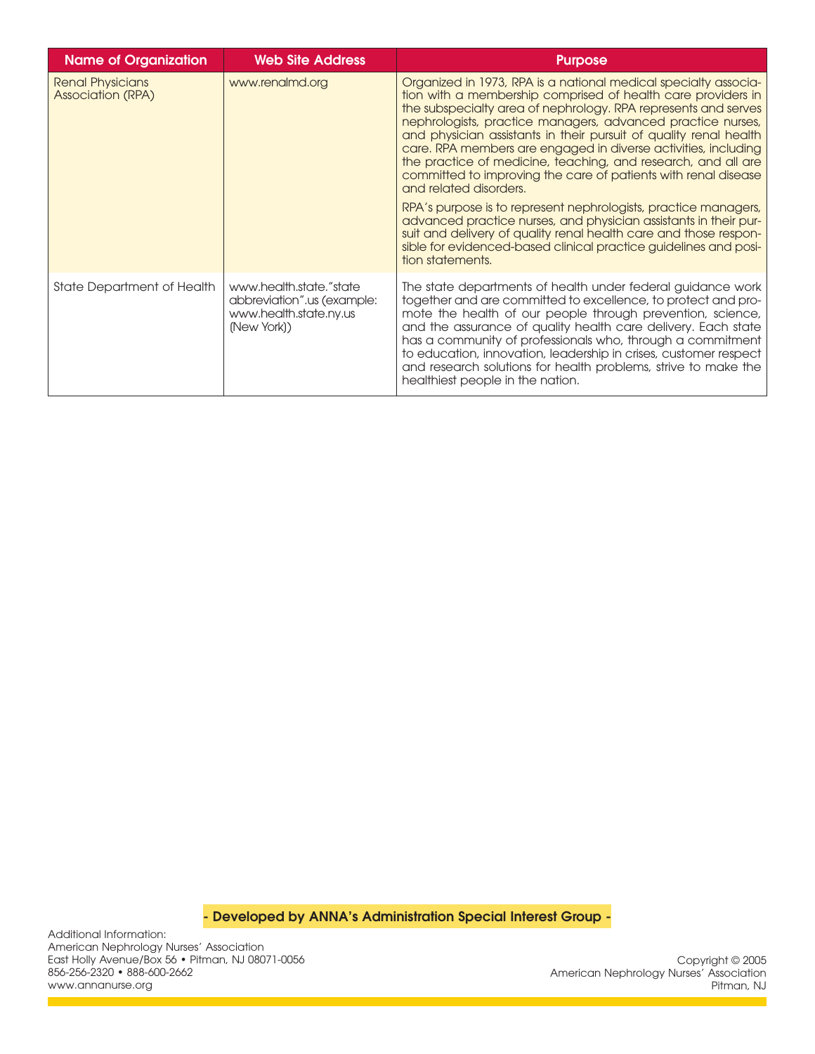| Name of Organization | Web Site Address | Purpose |
|---|---|---|
| Renal Physicians Association (RPA) | www.renalmd.org | Organized in 1973, RPA is a national medical specialty association with a membership comprised of health care providers in the subspecialty area of nephrology. RPA represents and serves nephrologists, practice managers, advanced practice nurses, and physician assistants in their pursuit of quality renal health care. RPA members are engaged in diverse activities, including the practice of medicine, teaching, and research, and all are committed to improving the care of patients with renal disease and related disorders. RPA's purpose is to represent nephrologists, practice managers, advanced practice nurses, and physician assistants in their pursuit and delivery of quality renal health care and those responsible for evidenced-based clinical practice guidelines and position statements. |
| State Department of Health | www.health.state."state abbreviation".us (example: www.health.state.ny.us (New York)) | The state departments of health under federal guidance work together and are committed to excellence, to protect and promote the health of our people through prevention, science, and the assurance of quality health care delivery. Each state has a community of professionals who, through a commitment to education, innovation, leadership in crises, customer respect and research solutions for health problems, strive to make the healthiest people in the nation. |

**- Developed by ANNA's Administration Special Interest Group -**

Additional Information:
American Nephrology Nurses' Association
East Holly Avenue/Box 56 • Pitman, NJ 08071-0056
856-256-2320 • 888-600-2662
www.annanurse.org

Copyright © 2005
American Nephrology Nurses' Association
Pitman, NJ